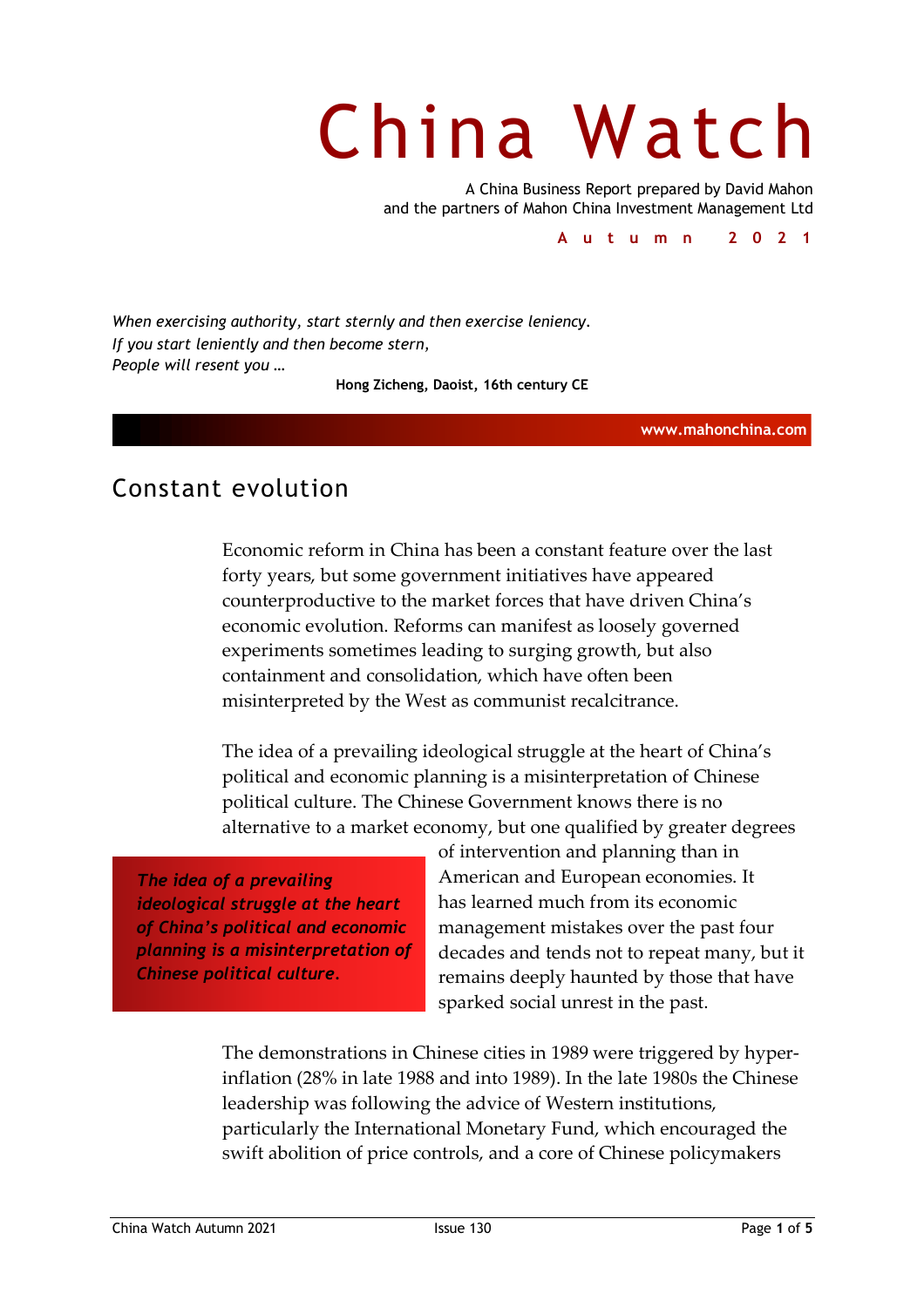# China Watch

A China Business Report prepared by David Mahon
and the partners of Mahon China Investment Management Ltd

**Autumn 2021**

*When exercising authority, start sternly and then exercise leniency.*
*If you start leniently and then become stern,*
*People will resent you …*

**Hong Zicheng, Daoist, 16th century CE**

**www.mahonchina.com**

## Constant evolution

Economic reform in China has been a constant feature over the last forty years, but some government initiatives have appeared counterproductive to the market forces that have driven China's economic evolution. Reforms can manifest as loosely governed experiments sometimes leading to surging growth, but also containment and consolidation, which have often been misinterpreted by the West as communist recalcitrance.

The idea of a prevailing ideological struggle at the heart of China's political and economic planning is a misinterpretation of Chinese political culture. The Chinese Government knows there is no alternative to a market economy, but one qualified by greater degrees of intervention and planning than in American and European economies. It has learned much from its economic management mistakes over the past four decades and tends not to repeat many, but it remains deeply haunted by those that have sparked social unrest in the past.

> ***The idea of a prevailing ideological struggle at the heart of China's political and economic planning is a misinterpretation of Chinese political culture.***

The demonstrations in Chinese cities in 1989 were triggered by hyper-inflation (28% in late 1988 and into 1989). In the late 1980s the Chinese leadership was following the advice of Western institutions, particularly the International Monetary Fund, which encouraged the swift abolition of price controls, and a core of Chinese policymakers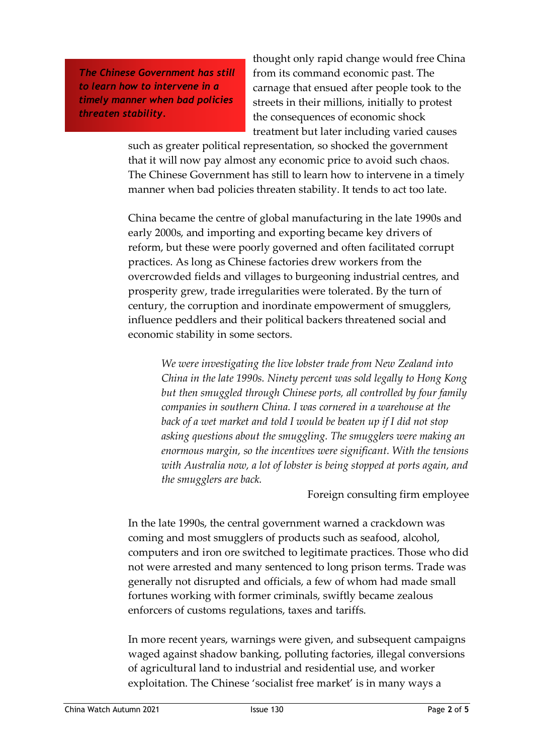> ***The Chinese Government has still to learn how to intervene in a timely manner when bad policies threaten stability.***

thought only rapid change would free China from its command economic past. The carnage that ensued after people took to the streets in their millions, initially to protest the consequences of economic shock treatment but later including varied causes such as greater political representation, so shocked the government that it will now pay almost any economic price to avoid such chaos. The Chinese Government has still to learn how to intervene in a timely manner when bad policies threaten stability. It tends to act too late.

China became the centre of global manufacturing in the late 1990s and early 2000s, and importing and exporting became key drivers of reform, but these were poorly governed and often facilitated corrupt practices. As long as Chinese factories drew workers from the overcrowded fields and villages to burgeoning industrial centres, and prosperity grew, trade irregularities were tolerated. By the turn of century, the corruption and inordinate empowerment of smugglers, influence peddlers and their political backers threatened social and economic stability in some sectors.

> *We were investigating the live lobster trade from New Zealand into China in the late 1990s. Ninety percent was sold legally to Hong Kong but then smuggled through Chinese ports, all controlled by four family companies in southern China. I was cornered in a warehouse at the back of a wet market and told I would be beaten up if I did not stop asking questions about the smuggling. The smugglers were making an enormous margin, so the incentives were significant. With the tensions with Australia now, a lot of lobster is being stopped at ports again, and the smugglers are back.*
>
> Foreign consulting firm employee

In the late 1990s, the central government warned a crackdown was coming and most smugglers of products such as seafood, alcohol, computers and iron ore switched to legitimate practices. Those who did not were arrested and many sentenced to long prison terms. Trade was generally not disrupted and officials, a few of whom had made small fortunes working with former criminals, swiftly became zealous enforcers of customs regulations, taxes and tariffs.

In more recent years, warnings were given, and subsequent campaigns waged against shadow banking, polluting factories, illegal conversions of agricultural land to industrial and residential use, and worker exploitation. The Chinese 'socialist free market' is in many ways a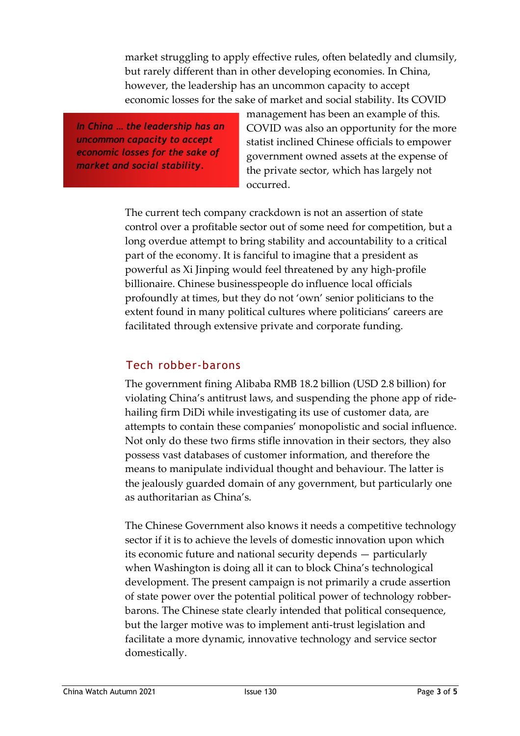market struggling to apply effective rules, often belatedly and clumsily, but rarely different than in other developing economies. In China, however, the leadership has an uncommon capacity to accept economic losses for the sake of market and social stability. Its COVID management has been an example of this. COVID was also an opportunity for the more statist inclined Chinese officials to empower government owned assets at the expense of the private sector, which has largely not occurred.

> ***In China … the leadership has an uncommon capacity to accept economic losses for the sake of market and social stability.***

The current tech company crackdown is not an assertion of state control over a profitable sector out of some need for competition, but a long overdue attempt to bring stability and accountability to a critical part of the economy. It is fanciful to imagine that a president as powerful as Xi Jinping would feel threatened by any high-profile billionaire. Chinese businesspeople do influence local officials profoundly at times, but they do not 'own' senior politicians to the extent found in many political cultures where politicians' careers are facilitated through extensive private and corporate funding.

## Tech robber-barons

The government fining Alibaba RMB 18.2 billion (USD 2.8 billion) for violating China's antitrust laws, and suspending the phone app of ride-hailing firm DiDi while investigating its use of customer data, are attempts to contain these companies' monopolistic and social influence. Not only do these two firms stifle innovation in their sectors, they also possess vast databases of customer information, and therefore the means to manipulate individual thought and behaviour. The latter is the jealously guarded domain of any government, but particularly one as authoritarian as China's.

The Chinese Government also knows it needs a competitive technology sector if it is to achieve the levels of domestic innovation upon which its economic future and national security depends — particularly when Washington is doing all it can to block China's technological development. The present campaign is not primarily a crude assertion of state power over the potential political power of technology robber-barons. The Chinese state clearly intended that political consequence, but the larger motive was to implement anti-trust legislation and facilitate a more dynamic, innovative technology and service sector domestically.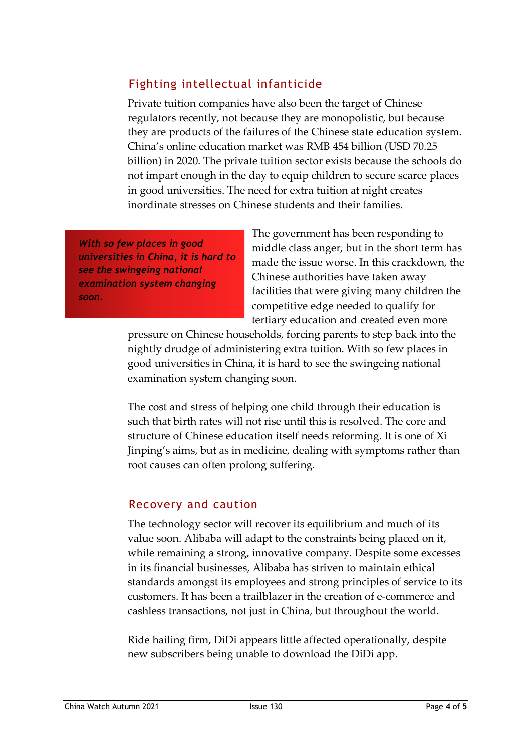## Fighting intellectual infanticide

Private tuition companies have also been the target of Chinese regulators recently, not because they are monopolistic, but because they are products of the failures of the Chinese state education system. China's online education market was RMB 454 billion (USD 70.25 billion) in 2020. The private tuition sector exists because the schools do not impart enough in the day to equip children to secure scarce places in good universities. The need for extra tuition at night creates inordinate stresses on Chinese students and their families.

> ***With so few places in good universities in China, it is hard to see the swingeing national examination system changing soon.***

The government has been responding to middle class anger, but in the short term has made the issue worse. In this crackdown, the Chinese authorities have taken away facilities that were giving many children the competitive edge needed to qualify for tertiary education and created even more pressure on Chinese households, forcing parents to step back into the nightly drudge of administering extra tuition. With so few places in good universities in China, it is hard to see the swingeing national examination system changing soon.

The cost and stress of helping one child through their education is such that birth rates will not rise until this is resolved. The core and structure of Chinese education itself needs reforming. It is one of Xi Jinping's aims, but as in medicine, dealing with symptoms rather than root causes can often prolong suffering.

## Recovery and caution

The technology sector will recover its equilibrium and much of its value soon. Alibaba will adapt to the constraints being placed on it, while remaining a strong, innovative company. Despite some excesses in its financial businesses, Alibaba has striven to maintain ethical standards amongst its employees and strong principles of service to its customers. It has been a trailblazer in the creation of e-commerce and cashless transactions, not just in China, but throughout the world.

Ride hailing firm, DiDi appears little affected operationally, despite new subscribers being unable to download the DiDi app.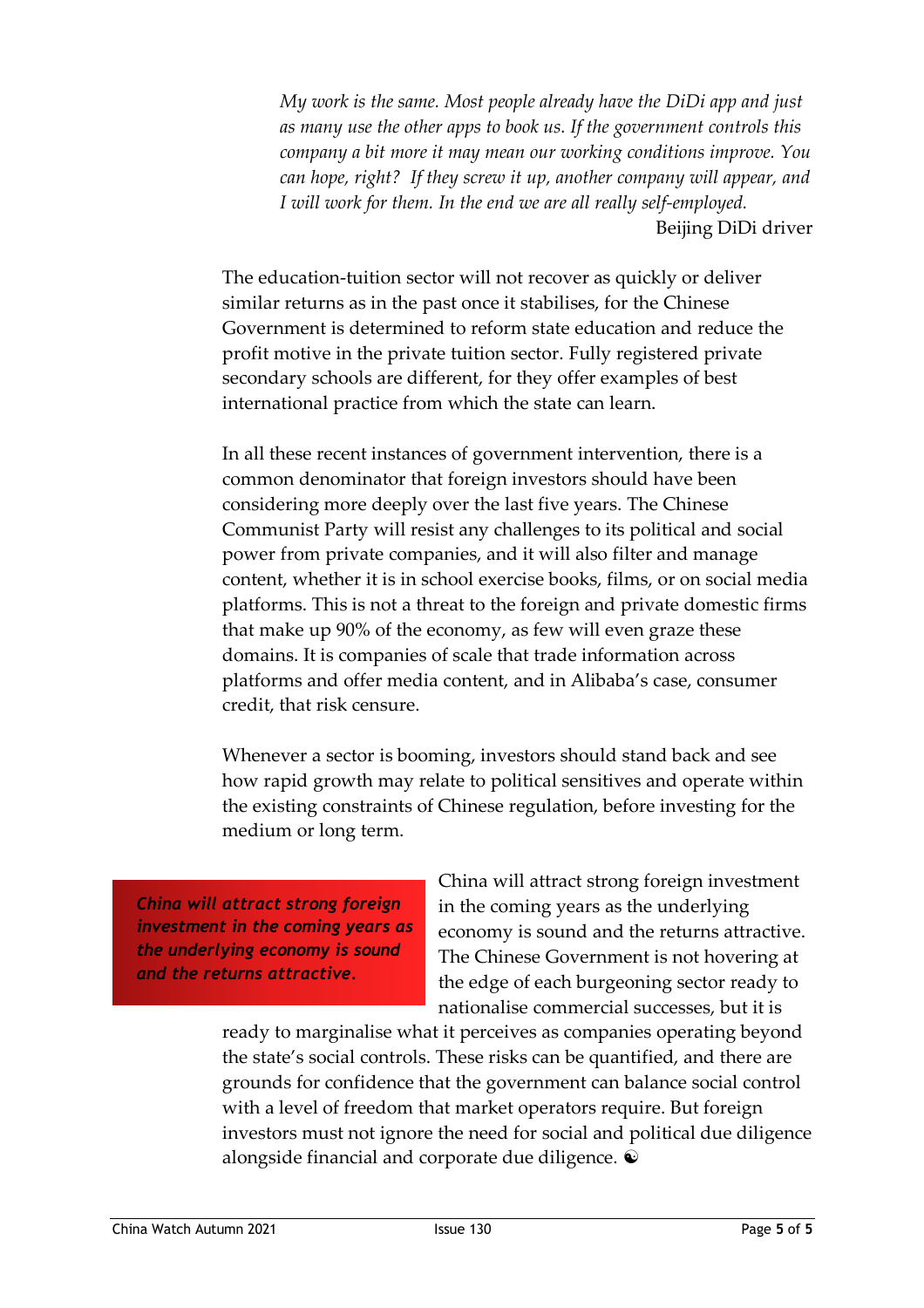*My work is the same. Most people already have the DiDi app and just as many use the other apps to book us. If the government controls this company a bit more it may mean our working conditions improve. You can hope, right? If they screw it up, another company will appear, and I will work for them. In the end we are all really self-employed.*

Beijing DiDi driver

The education-tuition sector will not recover as quickly or deliver similar returns as in the past once it stabilises, for the Chinese Government is determined to reform state education and reduce the profit motive in the private tuition sector. Fully registered private secondary schools are different, for they offer examples of best international practice from which the state can learn.

In all these recent instances of government intervention, there is a common denominator that foreign investors should have been considering more deeply over the last five years. The Chinese Communist Party will resist any challenges to its political and social power from private companies, and it will also filter and manage content, whether it is in school exercise books, films, or on social media platforms. This is not a threat to the foreign and private domestic firms that make up 90% of the economy, as few will even graze these domains. It is companies of scale that trade information across platforms and offer media content, and in Alibaba's case, consumer credit, that risk censure.

Whenever a sector is booming, investors should stand back and see how rapid growth may relate to political sensitives and operate within the existing constraints of Chinese regulation, before investing for the medium or long term.

***China will attract strong foreign investment in the coming years as the underlying economy is sound and the returns attractive.***

China will attract strong foreign investment in the coming years as the underlying economy is sound and the returns attractive. The Chinese Government is not hovering at the edge of each burgeoning sector ready to nationalise commercial successes, but it is ready to marginalise what it perceives as companies operating beyond the state's social controls. These risks can be quantified, and there are grounds for confidence that the government can balance social control with a level of freedom that market operators require. But foreign investors must not ignore the need for social and political due diligence alongside financial and corporate due diligence. ☯